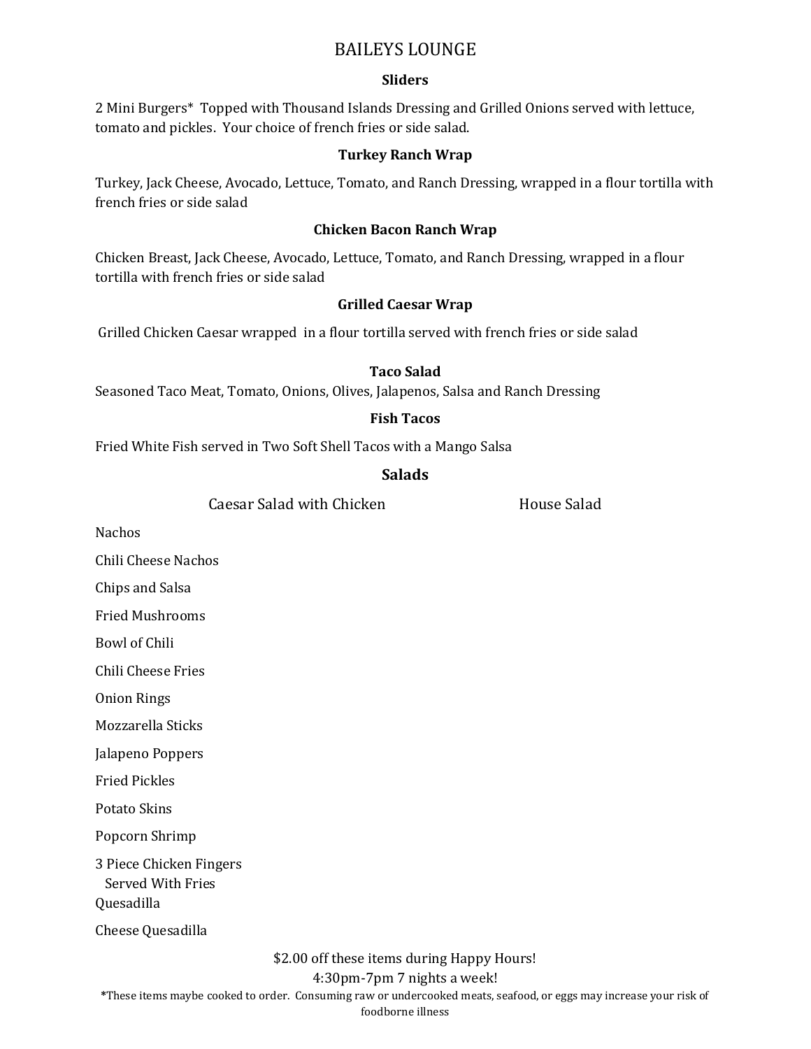# BAILEYS LOUNGE

### Sliders

2 Mini Burgers* Topped with Thousand Islands Dressing and Grilled Onions served with lettuce, tomato and pickles. Your choice of french fries or side salad.

### Turkey Ranch Wrap

Turkey, Jack Cheese, Avocado, Lettuce, Tomato, and Ranch Dressing, wrapped in a flour tortilla with french fries or side salad

### Chicken Bacon Ranch Wrap

Chicken Breast, Jack Cheese, Avocado, Lettuce, Tomato, and Ranch Dressing, wrapped in a flour tortilla with french fries or side salad

### Grilled Caesar Wrap

Grilled Chicken Caesar wrapped in a flour tortilla served with french fries or side salad

### Taco Salad

Seasoned Taco Meat, Tomato, Onions, Olives, Jalapenos, Salsa and Ranch Dressing

### Fish Tacos

Fried White Fish served in Two Soft Shell Tacos with a Mango Salsa

## Salads

Caesar Salad with Chicken

House Salad

Nachos

Chili Cheese Nachos

Chips and Salsa

Fried Mushrooms

Bowl of Chili

Chili Cheese Fries

Onion Rings

Mozzarella Sticks

Jalapeno Poppers

Fried Pickles

Potato Skins

Popcorn Shrimp

3 Piece Chicken Fingers
Served With Fries

Quesadilla

Cheese Quesadilla

$2.00 off these items during Happy Hours!
4:30pm-7pm 7 nights a week!

*These items maybe cooked to order. Consuming raw or undercooked meats, seafood, or eggs may increase your risk of foodborne illness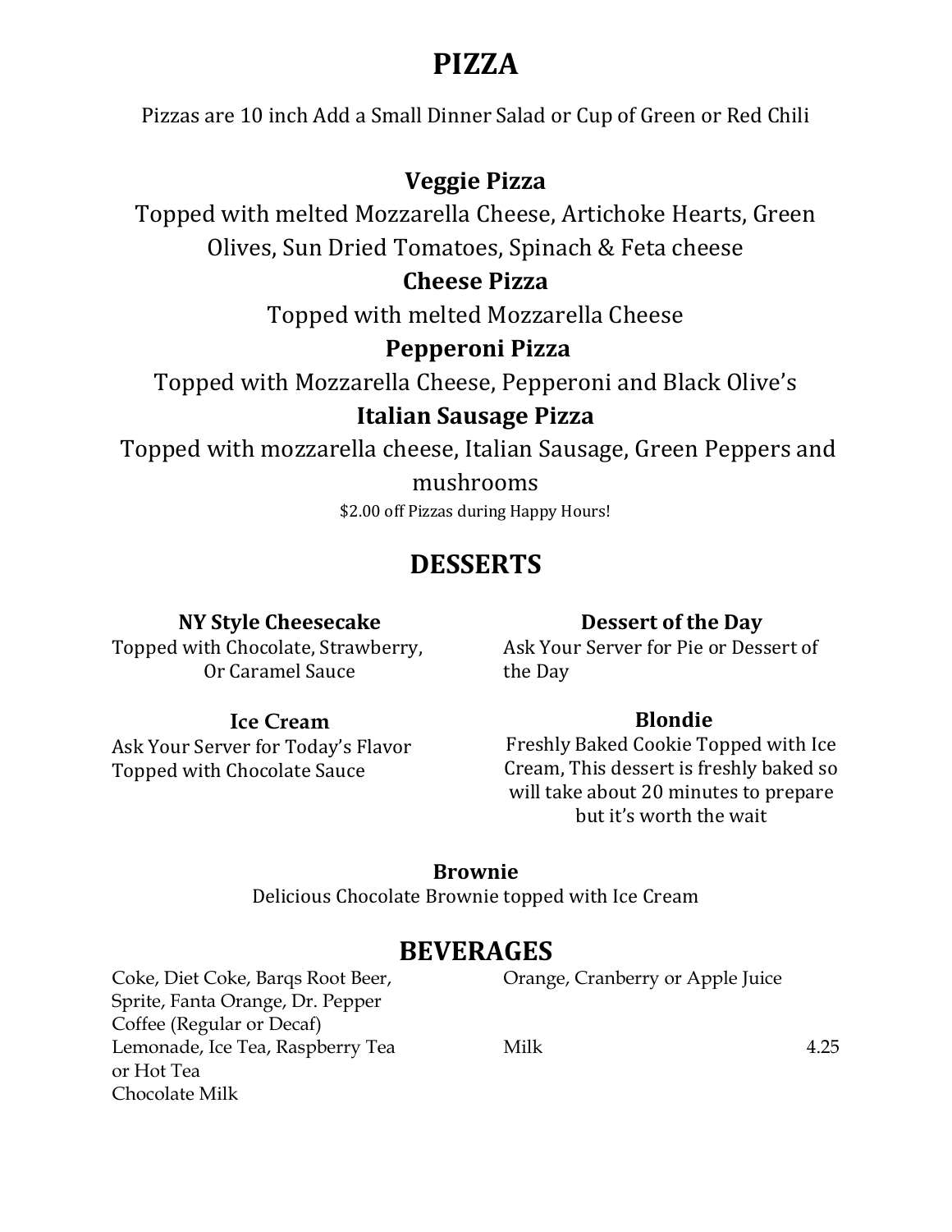# PIZZA

Pizzas are 10 inch Add a Small Dinner Salad or Cup of Green or Red Chili

### Veggie Pizza

Topped with melted Mozzarella Cheese, Artichoke Hearts, Green Olives, Sun Dried Tomatoes, Spinach & Feta cheese

### Cheese Pizza

Topped with melted Mozzarella Cheese

### Pepperoni Pizza

Topped with Mozzarella Cheese, Pepperoni and Black Olive's

### Italian Sausage Pizza

Topped with mozzarella cheese, Italian Sausage, Green Peppers and mushrooms

$2.00 off Pizzas during Happy Hours!

# DESSERTS

**NY Style Cheesecake**
Topped with Chocolate, Strawberry, Or Caramel Sauce

**Ice Cream**
Ask Your Server for Today's Flavor Topped with Chocolate Sauce

**Dessert of the Day**
Ask Your Server for Pie or Dessert of the Day

**Blondie**
Freshly Baked Cookie Topped with Ice Cream, This dessert is freshly baked so will take about 20 minutes to prepare but it's worth the wait

**Brownie**
Delicious Chocolate Brownie topped with Ice Cream

# BEVERAGES

Coke, Diet Coke, Barqs Root Beer, Sprite, Fanta Orange, Dr. Pepper
Coffee (Regular or Decaf)
Lemonade, Ice Tea, Raspberry Tea or Hot Tea
Chocolate Milk

Orange, Cranberry or Apple Juice

Milk 4.25